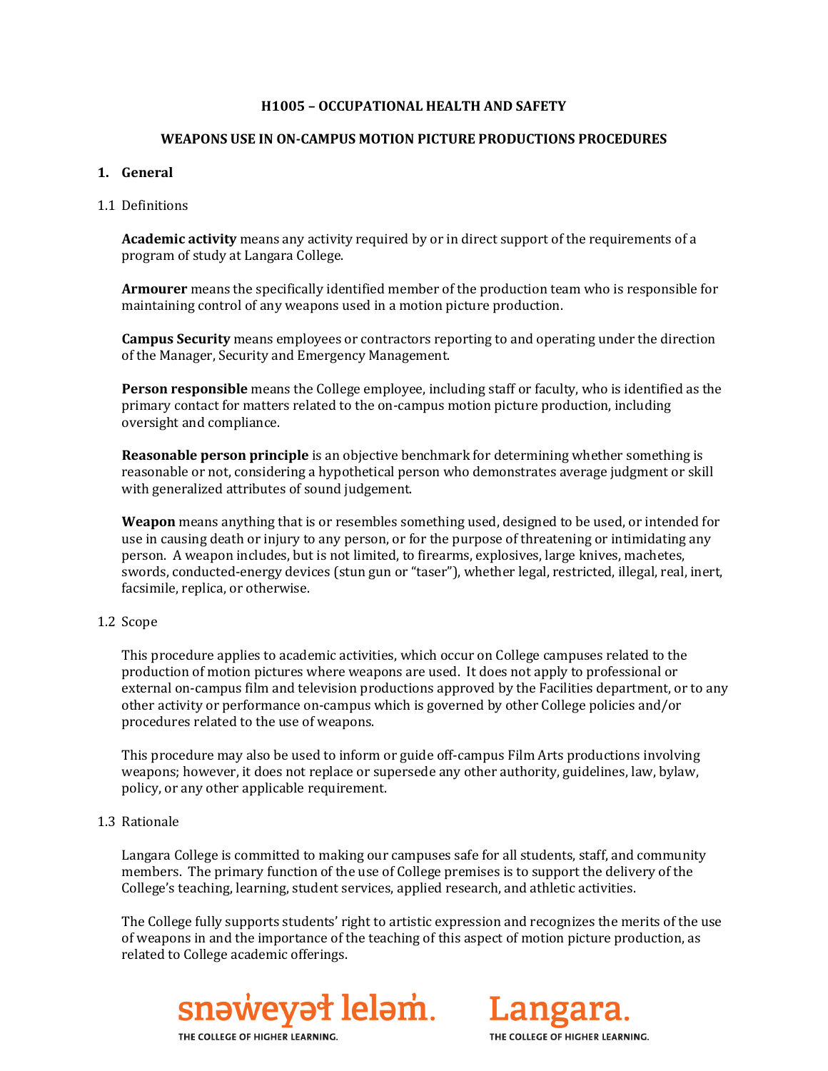# H1005 – OCCUPATIONAL HEALTH AND SAFETY

## WEAPONS USE IN ON-CAMPUS MOTION PICTURE PRODUCTIONS PROCEDURES

### 1. General

1.1 Definitions

**Academic activity** means any activity required by or in direct support of the requirements of a program of study at Langara College.

**Armourer** means the specifically identified member of the production team who is responsible for maintaining control of any weapons used in a motion picture production.

**Campus Security** means employees or contractors reporting to and operating under the direction of the Manager, Security and Emergency Management.

**Person responsible** means the College employee, including staff or faculty, who is identified as the primary contact for matters related to the on-campus motion picture production, including oversight and compliance.

**Reasonable person principle** is an objective benchmark for determining whether something is reasonable or not, considering a hypothetical person who demonstrates average judgment or skill with generalized attributes of sound judgement.

**Weapon** means anything that is or resembles something used, designed to be used, or intended for use in causing death or injury to any person, or for the purpose of threatening or intimidating any person. A weapon includes, but is not limited, to firearms, explosives, large knives, machetes, swords, conducted-energy devices (stun gun or "taser"), whether legal, restricted, illegal, real, inert, facsimile, replica, or otherwise.

1.2 Scope

This procedure applies to academic activities, which occur on College campuses related to the production of motion pictures where weapons are used. It does not apply to professional or external on-campus film and television productions approved by the Facilities department, or to any other activity or performance on-campus which is governed by other College policies and/or procedures related to the use of weapons.

This procedure may also be used to inform or guide off-campus Film Arts productions involving weapons; however, it does not replace or supersede any other authority, guidelines, law, bylaw, policy, or any other applicable requirement.

1.3 Rationale

Langara College is committed to making our campuses safe for all students, staff, and community members. The primary function of the use of College premises is to support the delivery of the College's teaching, learning, student services, applied research, and athletic activities.

The College fully supports students' right to artistic expression and recognizes the merits of the use of weapons in and the importance of the teaching of this aspect of motion picture production, as related to College academic offerings.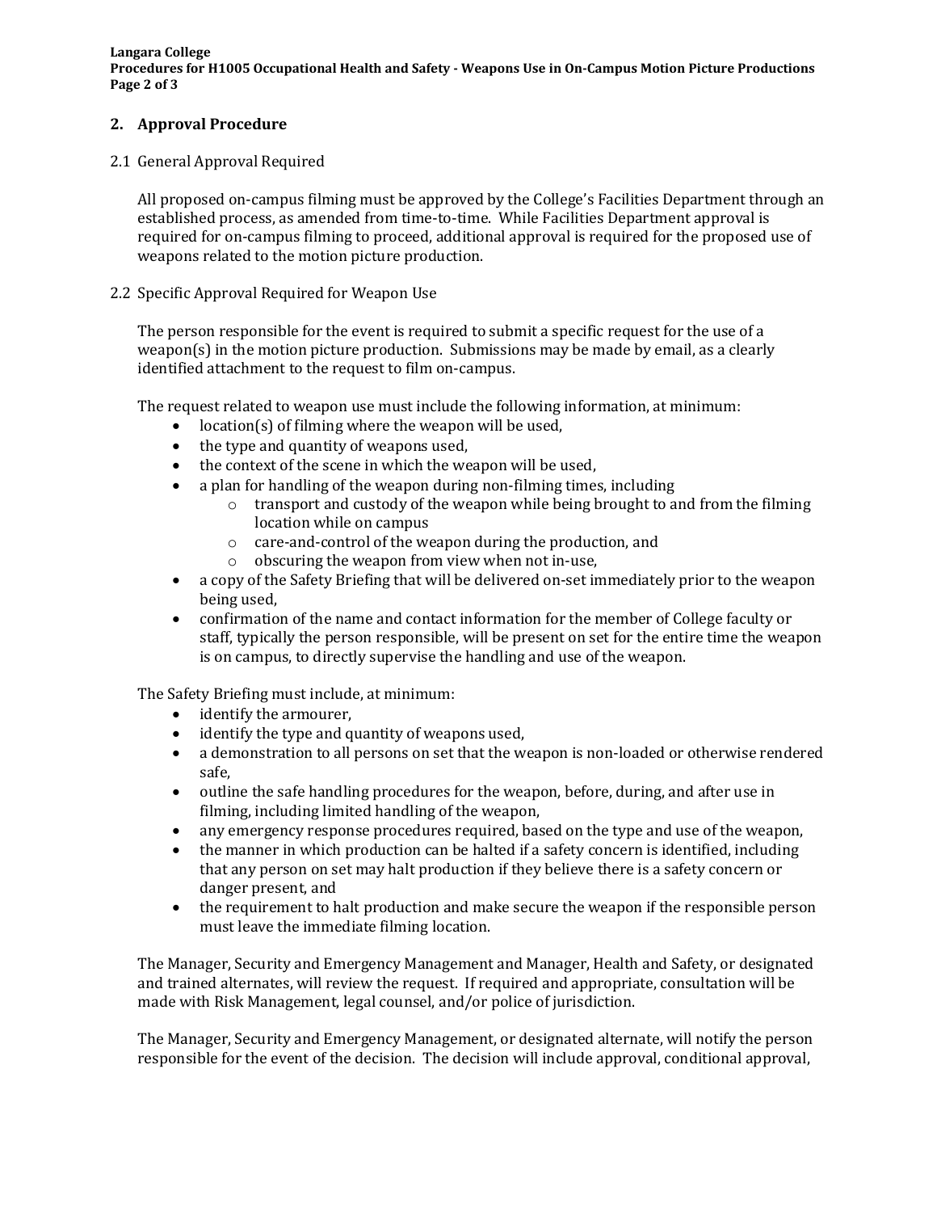## 2. Approval Procedure

2.1 General Approval Required

All proposed on-campus filming must be approved by the College's Facilities Department through an established process, as amended from time-to-time. While Facilities Department approval is required for on-campus filming to proceed, additional approval is required for the proposed use of weapons related to the motion picture production.

2.2 Specific Approval Required for Weapon Use

The person responsible for the event is required to submit a specific request for the use of a weapon(s) in the motion picture production. Submissions may be made by email, as a clearly identified attachment to the request to film on-campus.

The request related to weapon use must include the following information, at minimum:

- location(s) of filming where the weapon will be used,
- the type and quantity of weapons used,
- the context of the scene in which the weapon will be used,
- a plan for handling of the weapon during non-filming times, including
  - transport and custody of the weapon while being brought to and from the filming location while on campus
  - care-and-control of the weapon during the production, and
  - obscuring the weapon from view when not in-use,
- a copy of the Safety Briefing that will be delivered on-set immediately prior to the weapon being used,
- confirmation of the name and contact information for the member of College faculty or staff, typically the person responsible, will be present on set for the entire time the weapon is on campus, to directly supervise the handling and use of the weapon.

The Safety Briefing must include, at minimum:

- identify the armourer,
- identify the type and quantity of weapons used,
- a demonstration to all persons on set that the weapon is non-loaded or otherwise rendered safe,
- outline the safe handling procedures for the weapon, before, during, and after use in filming, including limited handling of the weapon,
- any emergency response procedures required, based on the type and use of the weapon,
- the manner in which production can be halted if a safety concern is identified, including that any person on set may halt production if they believe there is a safety concern or danger present, and
- the requirement to halt production and make secure the weapon if the responsible person must leave the immediate filming location.

The Manager, Security and Emergency Management and Manager, Health and Safety, or designated and trained alternates, will review the request. If required and appropriate, consultation will be made with Risk Management, legal counsel, and/or police of jurisdiction.

The Manager, Security and Emergency Management, or designated alternate, will notify the person responsible for the event of the decision. The decision will include approval, conditional approval,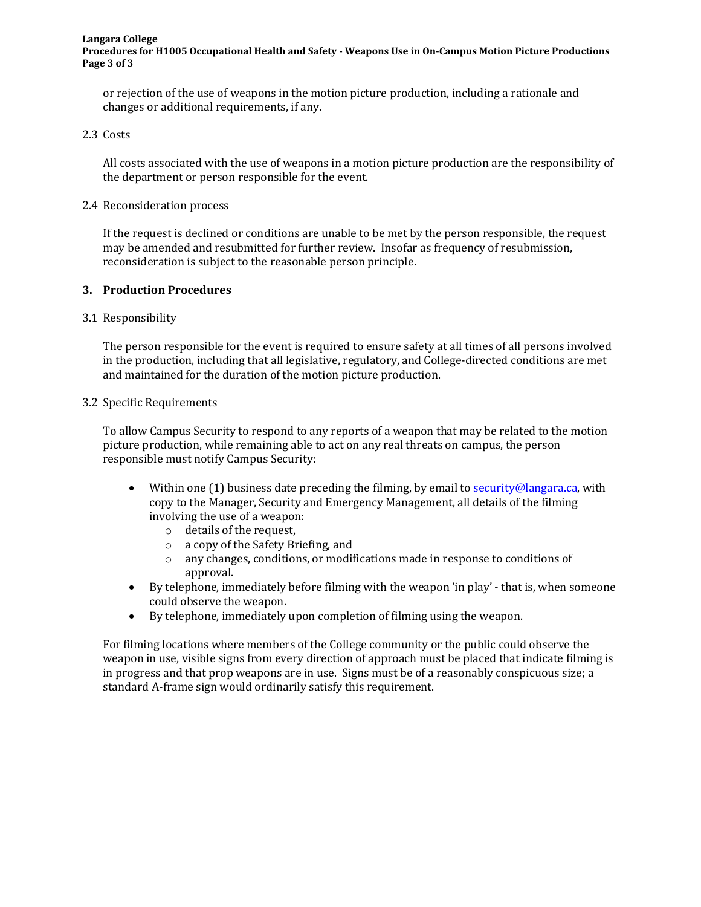or rejection of the use of weapons in the motion picture production, including a rationale and changes or additional requirements, if any.

2.3 Costs

All costs associated with the use of weapons in a motion picture production are the responsibility of the department or person responsible for the event.

2.4 Reconsideration process

If the request is declined or conditions are unable to be met by the person responsible, the request may be amended and resubmitted for further review. Insofar as frequency of resubmission, reconsideration is subject to the reasonable person principle.

## 3. Production Procedures

3.1 Responsibility

The person responsible for the event is required to ensure safety at all times of all persons involved in the production, including that all legislative, regulatory, and College-directed conditions are met and maintained for the duration of the motion picture production.

3.2 Specific Requirements

To allow Campus Security to respond to any reports of a weapon that may be related to the motion picture production, while remaining able to act on any real threats on campus, the person responsible must notify Campus Security:

- Within one (1) business date preceding the filming, by email to security@langara.ca, with copy to the Manager, Security and Emergency Management, all details of the filming involving the use of a weapon:
  - details of the request,
  - a copy of the Safety Briefing, and
  - any changes, conditions, or modifications made in response to conditions of approval.
- By telephone, immediately before filming with the weapon 'in play' - that is, when someone could observe the weapon.
- By telephone, immediately upon completion of filming using the weapon.

For filming locations where members of the College community or the public could observe the weapon in use, visible signs from every direction of approach must be placed that indicate filming is in progress and that prop weapons are in use. Signs must be of a reasonably conspicuous size; a standard A-frame sign would ordinarily satisfy this requirement.